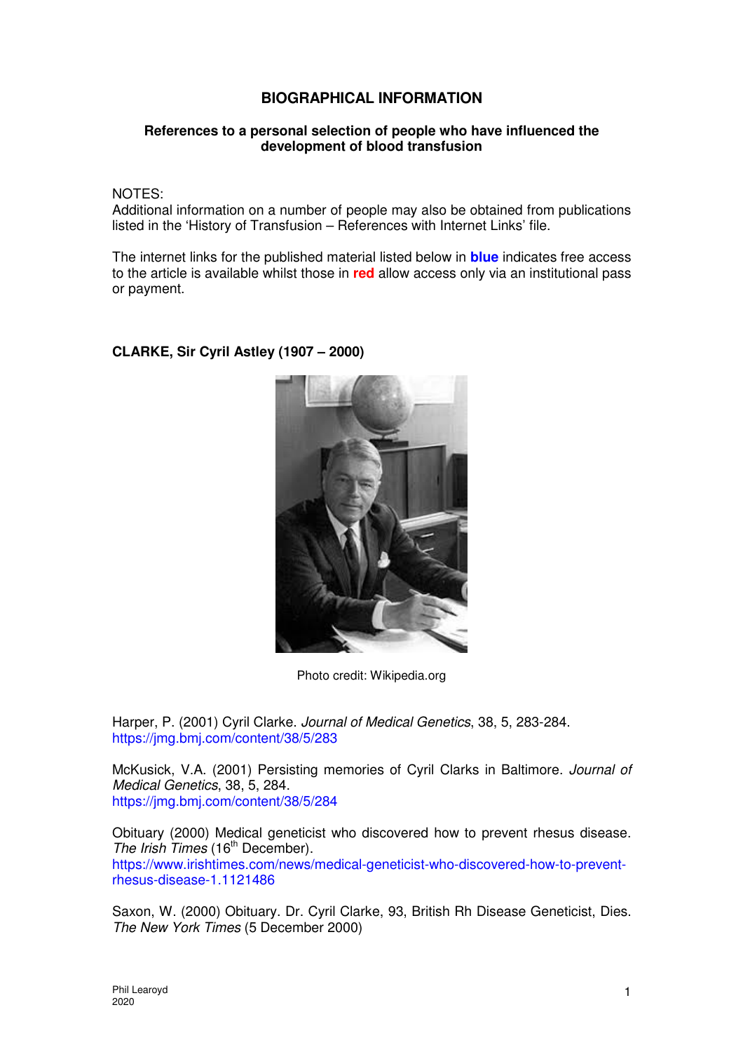# BIOGRAPHICAL INFORMATION

## References to a personal selection of people who have influenced the development of blood transfusion

NOTES:
Additional information on a number of people may also be obtained from publications listed in the 'History of Transfusion – References with Internet Links' file.

The internet links for the published material listed below in **blue** indicates free access to the article is available whilst those in **red** allow access only via an institutional pass or payment.

### CLARKE, Sir Cyril Astley (1907 – 2000)

Photo credit: Wikipedia.org

Harper, P. (2001) Cyril Clarke. *Journal of Medical Genetics*, 38, 5, 283-284.
https://jmg.bmj.com/content/38/5/283

McKusick, V.A. (2001) Persisting memories of Cyril Clarks in Baltimore. *Journal of Medical Genetics*, 38, 5, 284.
https://jmg.bmj.com/content/38/5/284

Obituary (2000) Medical geneticist who discovered how to prevent rhesus disease. *The Irish Times* (16th December).
https://www.irishtimes.com/news/medical-geneticist-who-discovered-how-to-prevent-rhesus-disease-1.1121486

Saxon, W. (2000) Obituary. Dr. Cyril Clarke, 93, British Rh Disease Geneticist, Dies. *The New York Times* (5 December 2000)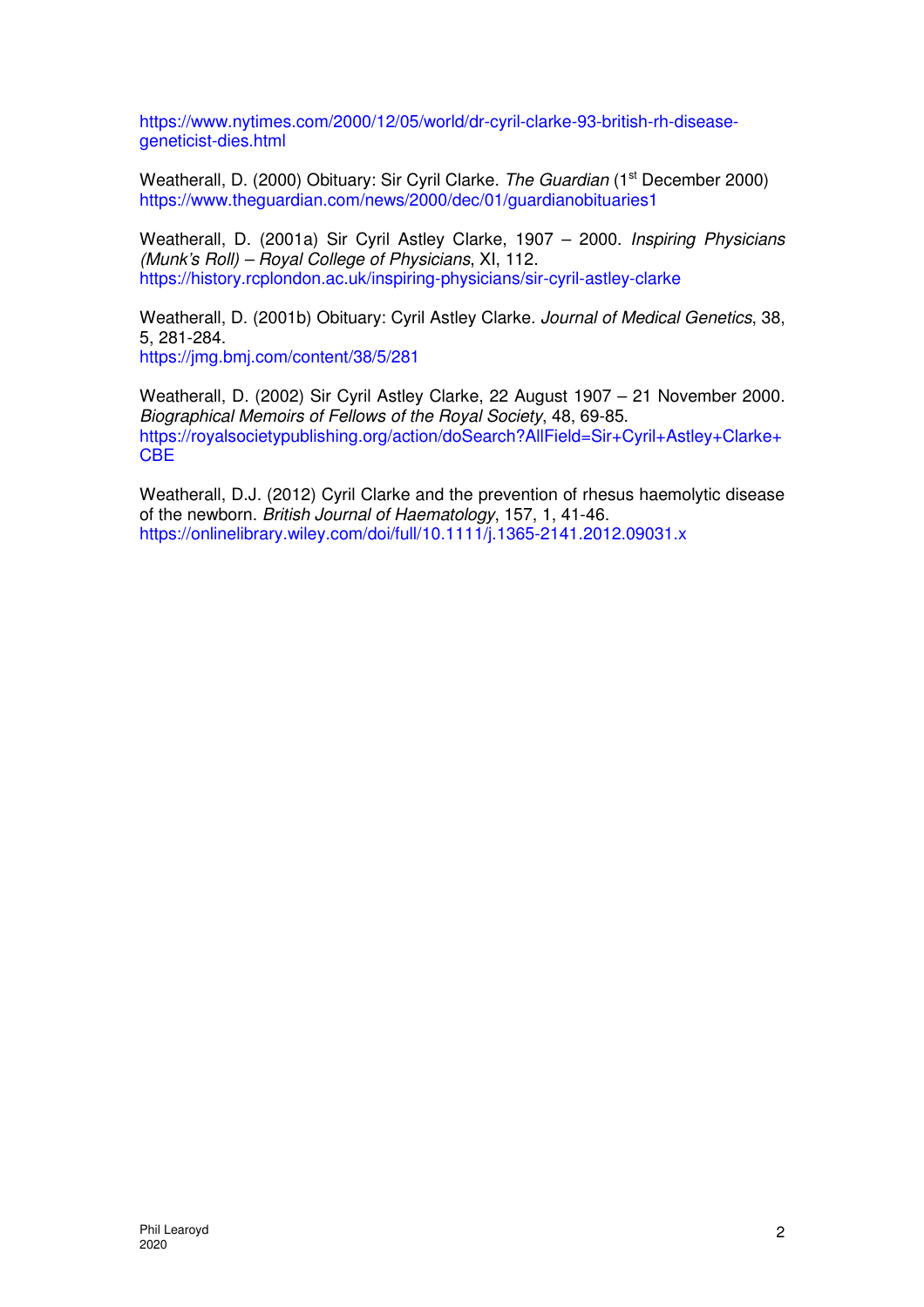https://www.nytimes.com/2000/12/05/world/dr-cyril-clarke-93-british-rh-disease-geneticist-dies.html

Weatherall, D. (2000) Obituary: Sir Cyril Clarke. *The Guardian* (1st December 2000) https://www.theguardian.com/news/2000/dec/01/guardianobituaries1

Weatherall, D. (2001a) Sir Cyril Astley Clarke, 1907 – 2000. *Inspiring Physicians (Munk's Roll) – Royal College of Physicians*, XI, 112. https://history.rcplondon.ac.uk/inspiring-physicians/sir-cyril-astley-clarke

Weatherall, D. (2001b) Obituary: Cyril Astley Clarke. *Journal of Medical Genetics*, 38, 5, 281-284.
https://jmg.bmj.com/content/38/5/281

Weatherall, D. (2002) Sir Cyril Astley Clarke, 22 August 1907 – 21 November 2000. *Biographical Memoirs of Fellows of the Royal Society*, 48, 69-85.
https://royalsocietypublishing.org/action/doSearch?AllField=Sir+Cyril+Astley+Clarke+CBE

Weatherall, D.J. (2012) Cyril Clarke and the prevention of rhesus haemolytic disease of the newborn. *British Journal of Haematology*, 157, 1, 41-46.
https://onlinelibrary.wiley.com/doi/full/10.1111/j.1365-2141.2012.09031.x

Phil Learoyd
2020